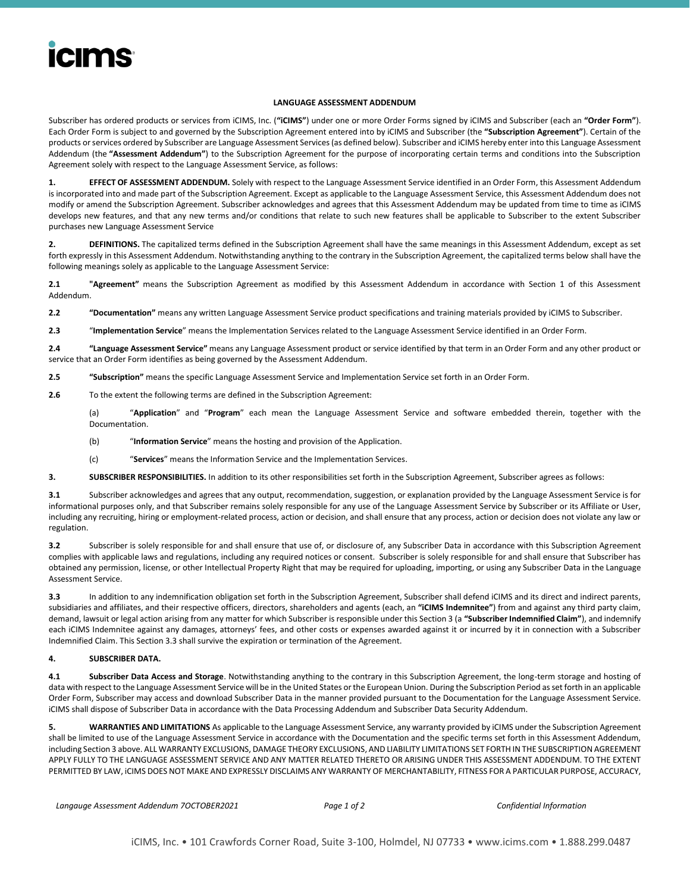# LANGUAGE ASSESSMENT ADDENDUM

Subscriber has ordered products or services from iCIMS, Inc. (**"iCIMS"**) under one or more Order Forms signed by iCIMS and Subscriber (each an **"Order Form"**). Each Order Form is subject to and governed by the Subscription Agreement entered into by iCIMS and Subscriber (the **"Subscription Agreement"**). Certain of the products or services ordered by Subscriber are Language Assessment Services (as defined below). Subscriber and iCIMS hereby enter into this Language Assessment Addendum (the **"Assessment Addendum"**) to the Subscription Agreement for the purpose of incorporating certain terms and conditions into the Subscription Agreement solely with respect to the Language Assessment Service, as follows:

**1. EFFECT OF ASSESSMENT ADDENDUM.** Solely with respect to the Language Assessment Service identified in an Order Form, this Assessment Addendum is incorporated into and made part of the Subscription Agreement. Except as applicable to the Language Assessment Service, this Assessment Addendum does not modify or amend the Subscription Agreement. Subscriber acknowledges and agrees that this Assessment Addendum may be updated from time to time as iCIMS develops new features, and that any new terms and/or conditions that relate to such new features shall be applicable to Subscriber to the extent Subscriber purchases new Language Assessment Service

**2. DEFINITIONS.** The capitalized terms defined in the Subscription Agreement shall have the same meanings in this Assessment Addendum, except as set forth expressly in this Assessment Addendum. Notwithstanding anything to the contrary in the Subscription Agreement, the capitalized terms below shall have the following meanings solely as applicable to the Language Assessment Service:

**2.1** **"Agreement"** means the Subscription Agreement as modified by this Assessment Addendum in accordance with Section 1 of this Assessment Addendum.

**2.2** **"Documentation"** means any written Language Assessment Service product specifications and training materials provided by iCIMS to Subscriber.

**2.3** "**Implementation Service**" means the Implementation Services related to the Language Assessment Service identified in an Order Form.

**2.4** **"Language Assessment Service"** means any Language Assessment product or service identified by that term in an Order Form and any other product or service that an Order Form identifies as being governed by the Assessment Addendum.

**2.5** **"Subscription"** means the specific Language Assessment Service and Implementation Service set forth in an Order Form.

**2.6** To the extent the following terms are defined in the Subscription Agreement:

(a) "**Application**" and "**Program**" each mean the Language Assessment Service and software embedded therein, together with the Documentation.

(b) "**Information Service**" means the hosting and provision of the Application.

(c) "**Services**" means the Information Service and the Implementation Services.

**3. SUBSCRIBER RESPONSIBILITIES.** In addition to its other responsibilities set forth in the Subscription Agreement, Subscriber agrees as follows:

**3.1** Subscriber acknowledges and agrees that any output, recommendation, suggestion, or explanation provided by the Language Assessment Service is for informational purposes only, and that Subscriber remains solely responsible for any use of the Language Assessment Service by Subscriber or its Affiliate or User, including any recruiting, hiring or employment-related process, action or decision, and shall ensure that any process, action or decision does not violate any law or regulation.

**3.2** Subscriber is solely responsible for and shall ensure that use of, or disclosure of, any Subscriber Data in accordance with this Subscription Agreement complies with applicable laws and regulations, including any required notices or consent. Subscriber is solely responsible for and shall ensure that Subscriber has obtained any permission, license, or other Intellectual Property Right that may be required for uploading, importing, or using any Subscriber Data in the Language Assessment Service.

**3.3** In addition to any indemnification obligation set forth in the Subscription Agreement, Subscriber shall defend iCIMS and its direct and indirect parents, subsidiaries and affiliates, and their respective officers, directors, shareholders and agents (each, an **"iCIMS Indemnitee"**) from and against any third party claim, demand, lawsuit or legal action arising from any matter for which Subscriber is responsible under this Section 3 (a **"Subscriber Indemnified Claim"**), and indemnify each iCIMS Indemnitee against any damages, attorneys' fees, and other costs or expenses awarded against it or incurred by it in connection with a Subscriber Indemnified Claim. This Section 3.3 shall survive the expiration or termination of the Agreement.

**4. SUBSCRIBER DATA.**

**4.1** **Subscriber Data Access and Storage**. Notwithstanding anything to the contrary in this Subscription Agreement, the long-term storage and hosting of data with respect to the Language Assessment Service will be in the United States or the European Union. During the Subscription Period as set forth in an applicable Order Form, Subscriber may access and download Subscriber Data in the manner provided pursuant to the Documentation for the Language Assessment Service. iCIMS shall dispose of Subscriber Data in accordance with the Data Processing Addendum and Subscriber Data Security Addendum.

**5. WARRANTIES AND LIMITATIONS** As applicable to the Language Assessment Service, any warranty provided by iCIMS under the Subscription Agreement shall be limited to use of the Language Assessment Service in accordance with the Documentation and the specific terms set forth in this Assessment Addendum, including Section 3 above. ALL WARRANTY EXCLUSIONS, DAMAGE THEORY EXCLUSIONS, AND LIABILITY LIMITATIONS SET FORTH IN THE SUBSCRIPTION AGREEMENT APPLY FULLY TO THE LANGUAGE ASSESSMENT SERVICE AND ANY MATTER RELATED THERETO OR ARISING UNDER THIS ASSESSMENT ADDENDUM. TO THE EXTENT PERMITTED BY LAW, iCIMS DOES NOT MAKE AND EXPRESSLY DISCLAIMS ANY WARRANTY OF MERCHANTABILITY, FITNESS FOR A PARTICULAR PURPOSE, ACCURACY,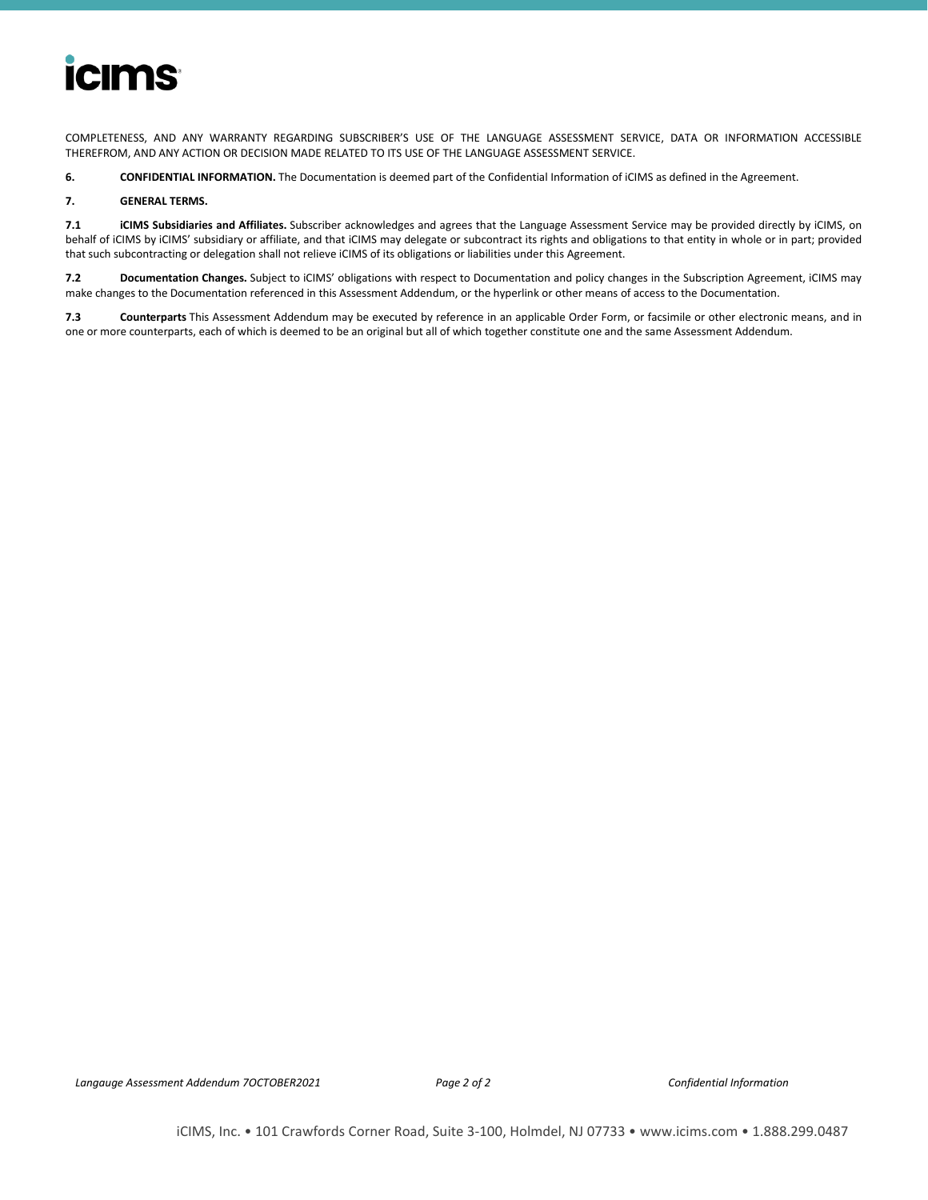COMPLETENESS, AND ANY WARRANTY REGARDING SUBSCRIBER'S USE OF THE LANGUAGE ASSESSMENT SERVICE, DATA OR INFORMATION ACCESSIBLE THEREFROM, AND ANY ACTION OR DECISION MADE RELATED TO ITS USE OF THE LANGUAGE ASSESSMENT SERVICE.

**6. CONFIDENTIAL INFORMATION.** The Documentation is deemed part of the Confidential Information of iCIMS as defined in the Agreement.

**7. GENERAL TERMS.**

**7.1 iCIMS Subsidiaries and Affiliates.** Subscriber acknowledges and agrees that the Language Assessment Service may be provided directly by iCIMS, on behalf of iCIMS by iCIMS' subsidiary or affiliate, and that iCIMS may delegate or subcontract its rights and obligations to that entity in whole or in part; provided that such subcontracting or delegation shall not relieve iCIMS of its obligations or liabilities under this Agreement.

**7.2 Documentation Changes.** Subject to iCIMS' obligations with respect to Documentation and policy changes in the Subscription Agreement, iCIMS may make changes to the Documentation referenced in this Assessment Addendum, or the hyperlink or other means of access to the Documentation.

**7.3 Counterparts** This Assessment Addendum may be executed by reference in an applicable Order Form, or facsimile or other electronic means, and in one or more counterparts, each of which is deemed to be an original but all of which together constitute one and the same Assessment Addendum.